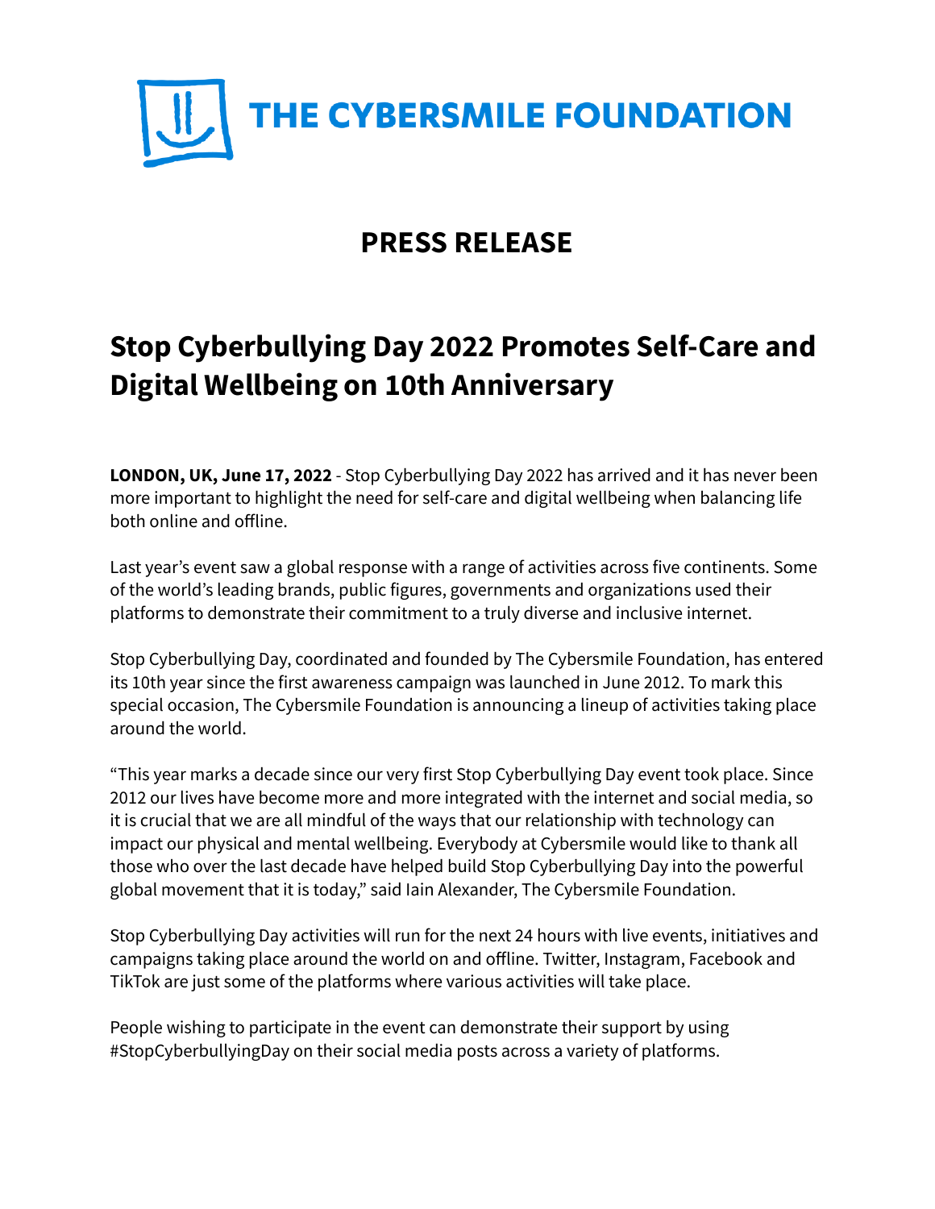THE CYBERSMILE FOUNDATION

# PRESS RELEASE

## Stop Cyberbullying Day 2022 Promotes Self-Care and Digital Wellbeing on 10th Anniversary

**LONDON, UK, June 17, 2022** - Stop Cyberbullying Day 2022 has arrived and it has never been more important to highlight the need for self-care and digital wellbeing when balancing life both online and offline.

Last year's event saw a global response with a range of activities across five continents. Some of the world's leading brands, public figures, governments and organizations used their platforms to demonstrate their commitment to a truly diverse and inclusive internet.

Stop Cyberbullying Day, coordinated and founded by The Cybersmile Foundation, has entered its 10th year since the first awareness campaign was launched in June 2012. To mark this special occasion, The Cybersmile Foundation is announcing a lineup of activities taking place around the world.

"This year marks a decade since our very first Stop Cyberbullying Day event took place. Since 2012 our lives have become more and more integrated with the internet and social media, so it is crucial that we are all mindful of the ways that our relationship with technology can impact our physical and mental wellbeing. Everybody at Cybersmile would like to thank all those who over the last decade have helped build Stop Cyberbullying Day into the powerful global movement that it is today," said Iain Alexander, The Cybersmile Foundation.

Stop Cyberbullying Day activities will run for the next 24 hours with live events, initiatives and campaigns taking place around the world on and offline. Twitter, Instagram, Facebook and TikTok are just some of the platforms where various activities will take place.

People wishing to participate in the event can demonstrate their support by using #StopCyberbullyingDay on their social media posts across a variety of platforms.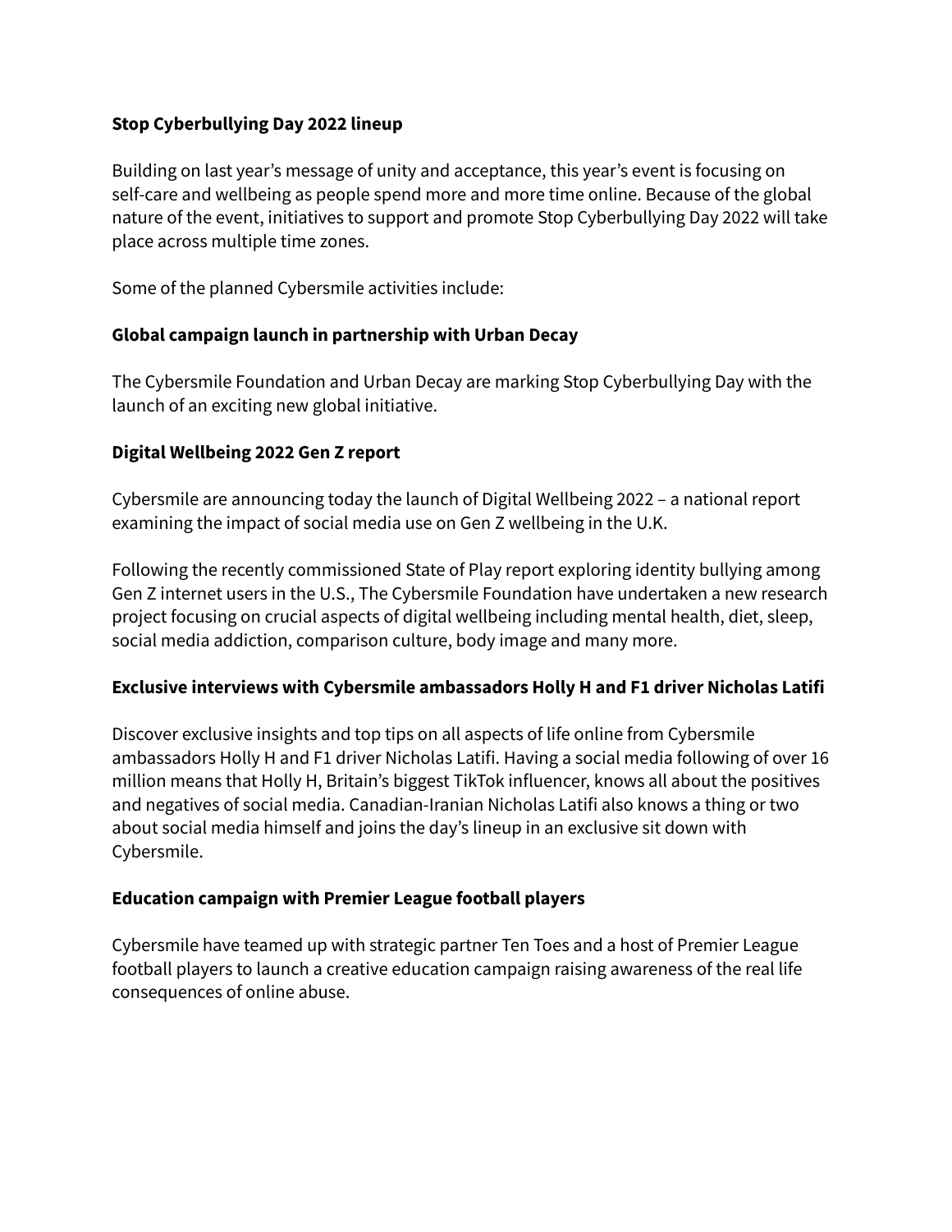## Stop Cyberbullying Day 2022 lineup

Building on last year's message of unity and acceptance, this year's event is focusing on self-care and wellbeing as people spend more and more time online. Because of the global nature of the event, initiatives to support and promote Stop Cyberbullying Day 2022 will take place across multiple time zones.

Some of the planned Cybersmile activities include:

### Global campaign launch in partnership with Urban Decay

The Cybersmile Foundation and Urban Decay are marking Stop Cyberbullying Day with the launch of an exciting new global initiative.

### Digital Wellbeing 2022 Gen Z report

Cybersmile are announcing today the launch of Digital Wellbeing 2022 – a national report examining the impact of social media use on Gen Z wellbeing in the U.K.

Following the recently commissioned State of Play report exploring identity bullying among Gen Z internet users in the U.S., The Cybersmile Foundation have undertaken a new research project focusing on crucial aspects of digital wellbeing including mental health, diet, sleep, social media addiction, comparison culture, body image and many more.

### Exclusive interviews with Cybersmile ambassadors Holly H and F1 driver Nicholas Latifi

Discover exclusive insights and top tips on all aspects of life online from Cybersmile ambassadors Holly H and F1 driver Nicholas Latifi. Having a social media following of over 16 million means that Holly H, Britain's biggest TikTok influencer, knows all about the positives and negatives of social media. Canadian-Iranian Nicholas Latifi also knows a thing or two about social media himself and joins the day's lineup in an exclusive sit down with Cybersmile.

### Education campaign with Premier League football players

Cybersmile have teamed up with strategic partner Ten Toes and a host of Premier League football players to launch a creative education campaign raising awareness of the real life consequences of online abuse.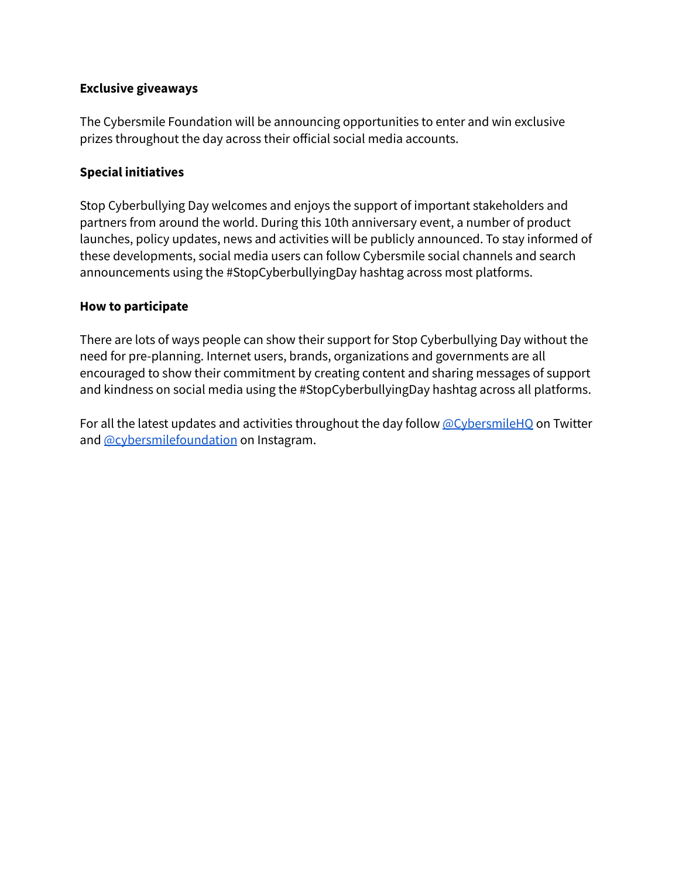**Exclusive giveaways**

The Cybersmile Foundation will be announcing opportunities to enter and win exclusive prizes throughout the day across their official social media accounts.

**Special initiatives**

Stop Cyberbullying Day welcomes and enjoys the support of important stakeholders and partners from around the world. During this 10th anniversary event, a number of product launches, policy updates, news and activities will be publicly announced. To stay informed of these developments, social media users can follow Cybersmile social channels and search announcements using the #StopCyberbullyingDay hashtag across most platforms.

**How to participate**

There are lots of ways people can show their support for Stop Cyberbullying Day without the need for pre-planning. Internet users, brands, organizations and governments are all encouraged to show their commitment by creating content and sharing messages of support and kindness on social media using the #StopCyberbullyingDay hashtag across all platforms.

For all the latest updates and activities throughout the day follow @CybersmileHQ on Twitter and @cybersmilefoundation on Instagram.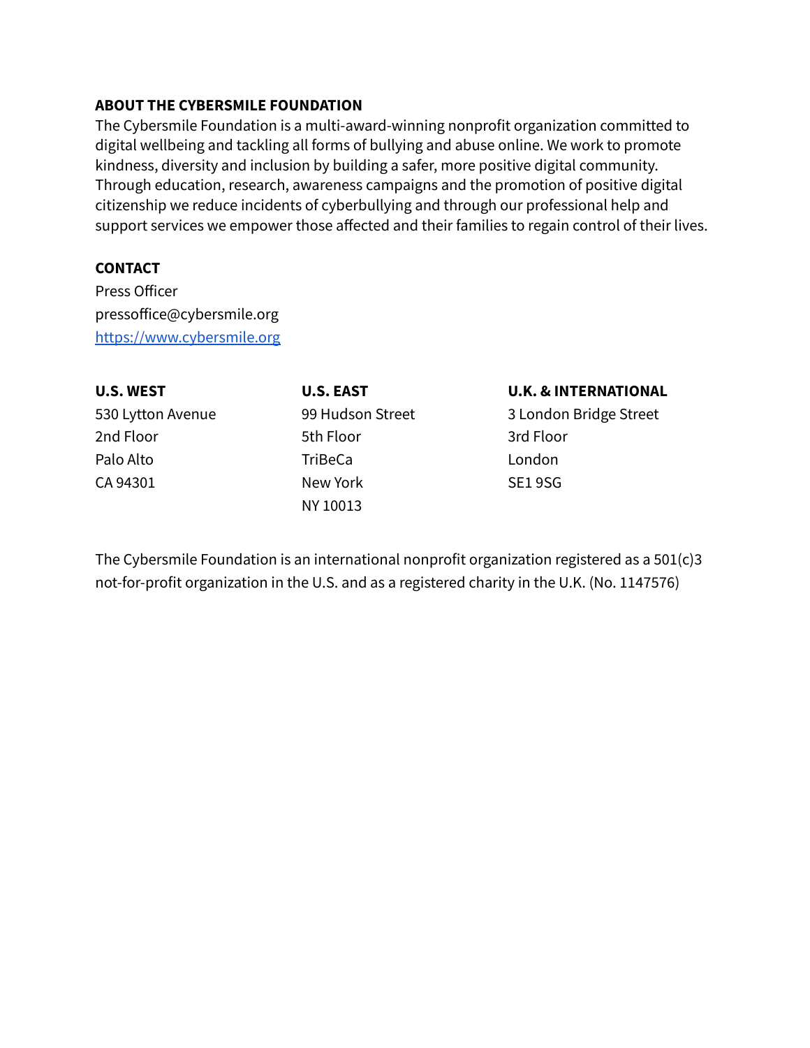**ABOUT THE CYBERSMILE FOUNDATION**

The Cybersmile Foundation is a multi-award-winning nonprofit organization committed to digital wellbeing and tackling all forms of bullying and abuse online. We work to promote kindness, diversity and inclusion by building a safer, more positive digital community. Through education, research, awareness campaigns and the promotion of positive digital citizenship we reduce incidents of cyberbullying and through our professional help and support services we empower those affected and their families to regain control of their lives.

**CONTACT**

Press Officer
pressoffice@cybersmile.org
[https://www.cybersmile.org](https://www.cybersmile.org)

**U.S. WEST**
530 Lytton Avenue
2nd Floor
Palo Alto
CA 94301

**U.S. EAST**
99 Hudson Street
5th Floor
TriBeCa
New York
NY 10013

**U.K. & INTERNATIONAL**
3 London Bridge Street
3rd Floor
London
SE1 9SG

The Cybersmile Foundation is an international nonprofit organization registered as a 501(c)3 not-for-profit organization in the U.S. and as a registered charity in the U.K. (No. 1147576)